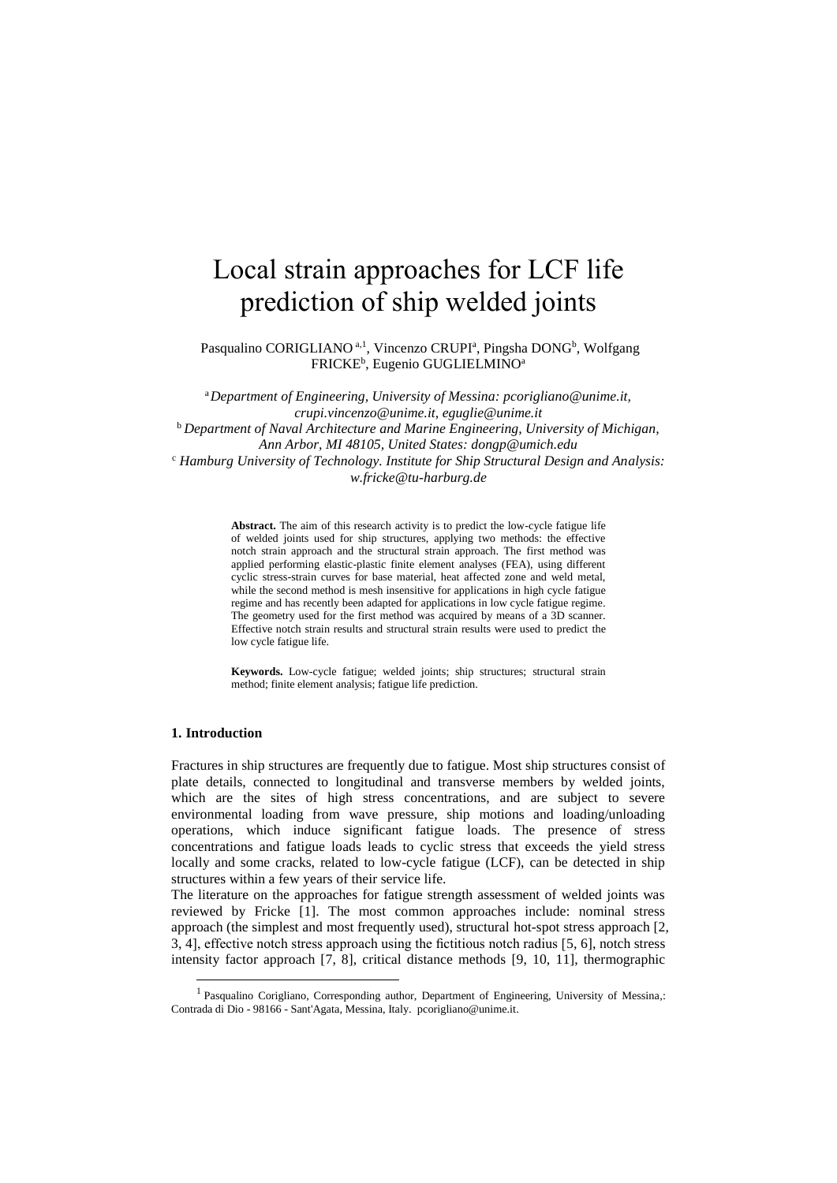# Local strain approaches for LCF life prediction of ship welded joints

Pasqualino CORIGLIANO [a,1], Vincenzo CRUPI[a], Pingsha DONG[b], Wolfgang FRICKE[b], Eugenio GUGLIELMINO[a]

[a] *Department of Engineering, University of Messina: pcorigliano@unime.it, crupi.vincenzo@unime.it, eguglie@unime.it*
[b] *Department of Naval Architecture and Marine Engineering, University of Michigan, Ann Arbor, MI 48105, United States: dongp@umich.edu*
[c] *Hamburg University of Technology. Institute for Ship Structural Design and Analysis: w.fricke@tu-harburg.de*

**Abstract.** The aim of this research activity is to predict the low-cycle fatigue life of welded joints used for ship structures, applying two methods: the effective notch strain approach and the structural strain approach. The first method was applied performing elastic-plastic finite element analyses (FEA), using different cyclic stress-strain curves for base material, heat affected zone and weld metal, while the second method is mesh insensitive for applications in high cycle fatigue regime and has recently been adapted for applications in low cycle fatigue regime. The geometry used for the first method was acquired by means of a 3D scanner. Effective notch strain results and structural strain results were used to predict the low cycle fatigue life.

**Keywords.** Low-cycle fatigue; welded joints; ship structures; structural strain method; finite element analysis; fatigue life prediction.

## 1. Introduction

Fractures in ship structures are frequently due to fatigue. Most ship structures consist of plate details, connected to longitudinal and transverse members by welded joints, which are the sites of high stress concentrations, and are subject to severe environmental loading from wave pressure, ship motions and loading/unloading operations, which induce significant fatigue loads. The presence of stress concentrations and fatigue loads leads to cyclic stress that exceeds the yield stress locally and some cracks, related to low-cycle fatigue (LCF), can be detected in ship structures within a few years of their service life.

The literature on the approaches for fatigue strength assessment of welded joints was reviewed by Fricke [1]. The most common approaches include: nominal stress approach (the simplest and most frequently used), structural hot-spot stress approach [2, 3, 4], effective notch stress approach using the fictitious notch radius [5, 6], notch stress intensity factor approach [7, 8], critical distance methods [9, 10, 11], thermographic

[1] Pasqualino Corigliano, Corresponding author, Department of Engineering, University of Messina,: Contrada di Dio - 98166 - Sant'Agata, Messina, Italy. pcorigliano@unime.it.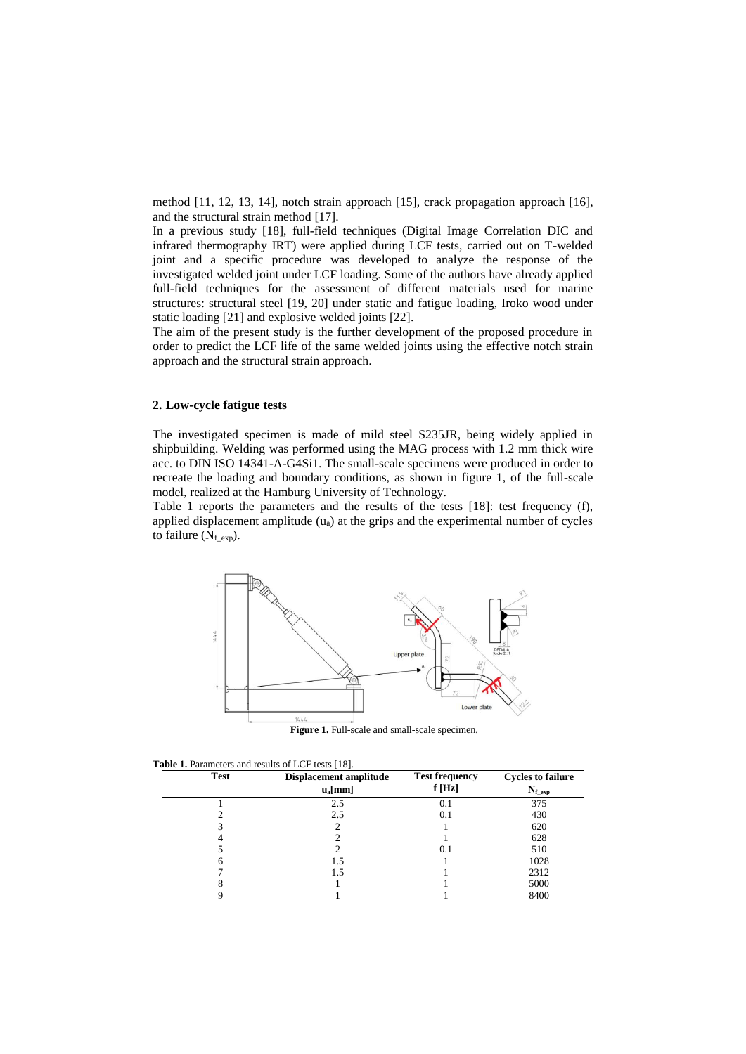method [11, 12, 13, 14], notch strain approach [15], crack propagation approach [16], and the structural strain method [17].

In a previous study [18], full-field techniques (Digital Image Correlation DIC and infrared thermography IRT) were applied during LCF tests, carried out on T-welded joint and a specific procedure was developed to analyze the response of the investigated welded joint under LCF loading. Some of the authors have already applied full-field techniques for the assessment of different materials used for marine structures: structural steel [19, 20] under static and fatigue loading, Iroko wood under static loading [21] and explosive welded joints [22].

The aim of the present study is the further development of the proposed procedure in order to predict the LCF life of the same welded joints using the effective notch strain approach and the structural strain approach.

## 2. Low-cycle fatigue tests

The investigated specimen is made of mild steel S235JR, being widely applied in shipbuilding. Welding was performed using the MAG process with 1.2 mm thick wire acc. to DIN ISO 14341-A-G4Si1. The small-scale specimens were produced in order to recreate the loading and boundary conditions, as shown in figure 1, of the full-scale model, realized at the Hamburg University of Technology.

Table 1 reports the parameters and the results of the tests [18]: test frequency (f), applied displacement amplitude ($u_a$) at the grips and the experimental number of cycles to failure ($N_{f\_exp}$).

**Figure 1.** Full-scale and small-scale specimen.

**Table 1.** Parameters and results of LCF tests [18].

| Test | Displacement amplitude $u_a$[mm] | Test frequency f [Hz] | Cycles to failure $N_{f\_exp}$ |
|---|---|---|---|
| 1 | 2.5 | 0.1 | 375 |
| 2 | 2.5 | 0.1 | 430 |
| 3 | 2 | 1 | 620 |
| 4 | 2 | 1 | 628 |
| 5 | 2 | 0.1 | 510 |
| 6 | 1.5 | 1 | 1028 |
| 7 | 1.5 | 1 | 2312 |
| 8 | 1 | 1 | 5000 |
| 9 | 1 | 1 | 8400 |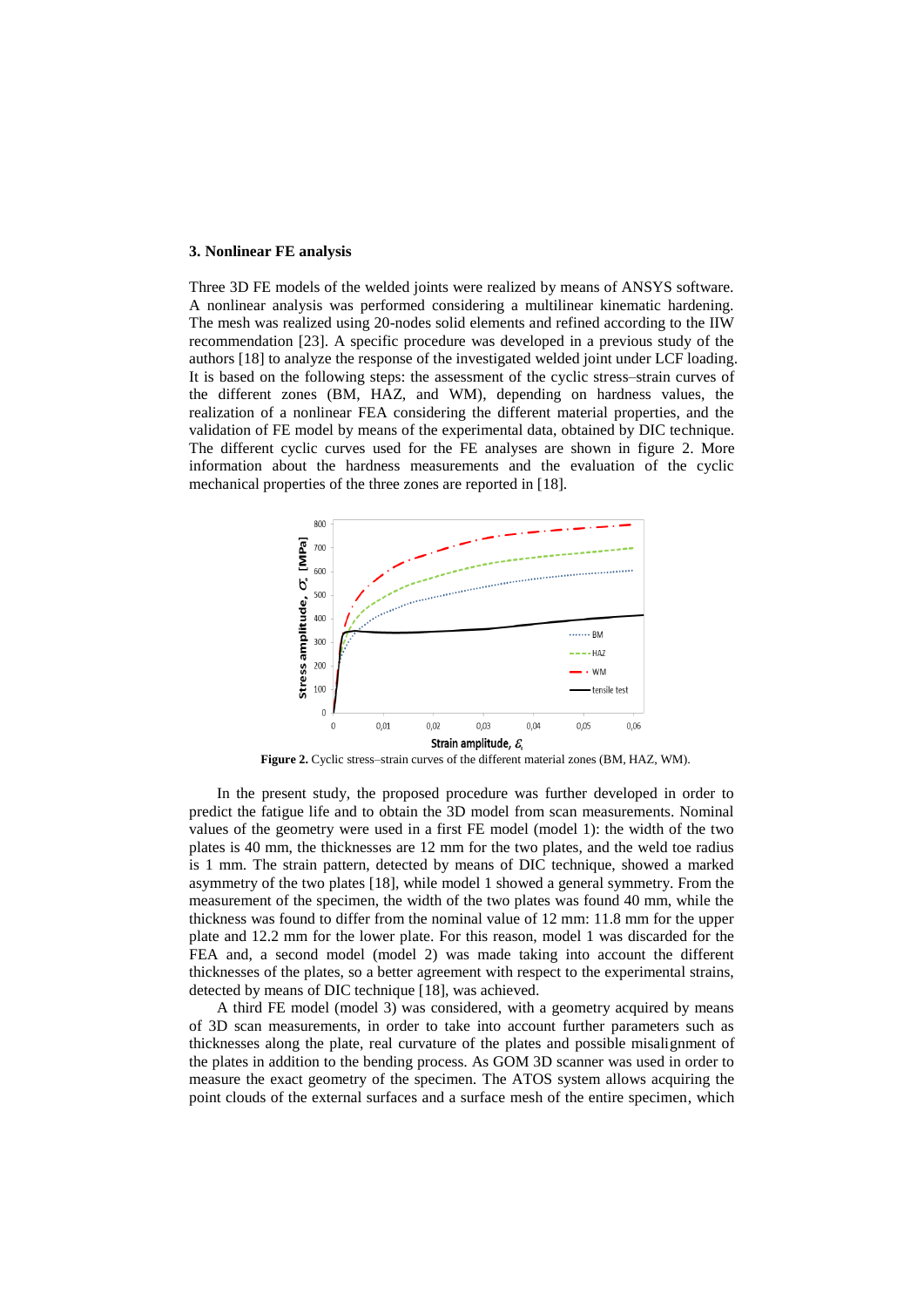### 3. Nonlinear FE analysis

Three 3D FE models of the welded joints were realized by means of ANSYS software. A nonlinear analysis was performed considering a multilinear kinematic hardening. The mesh was realized using 20-nodes solid elements and refined according to the IIW recommendation [23]. A specific procedure was developed in a previous study of the authors [18] to analyze the response of the investigated welded joint under LCF loading. It is based on the following steps: the assessment of the cyclic stress–strain curves of the different zones (BM, HAZ, and WM), depending on hardness values, the realization of a nonlinear FEA considering the different material properties, and the validation of FE model by means of the experimental data, obtained by DIC technique. The different cyclic curves used for the FE analyses are shown in figure 2. More information about the hardness measurements and the evaluation of the cyclic mechanical properties of the three zones are reported in [18].

**Figure 2.** Cyclic stress–strain curves of the different material zones (BM, HAZ, WM).

In the present study, the proposed procedure was further developed in order to predict the fatigue life and to obtain the 3D model from scan measurements. Nominal values of the geometry were used in a first FE model (model 1): the width of the two plates is 40 mm, the thicknesses are 12 mm for the two plates, and the weld toe radius is 1 mm. The strain pattern, detected by means of DIC technique, showed a marked asymmetry of the two plates [18], while model 1 showed a general symmetry. From the measurement of the specimen, the width of the two plates was found 40 mm, while the thickness was found to differ from the nominal value of 12 mm: 11.8 mm for the upper plate and 12.2 mm for the lower plate. For this reason, model 1 was discarded for the FEA and, a second model (model 2) was made taking into account the different thicknesses of the plates, so a better agreement with respect to the experimental strains, detected by means of DIC technique [18], was achieved.

A third FE model (model 3) was considered, with a geometry acquired by means of 3D scan measurements, in order to take into account further parameters such as thicknesses along the plate, real curvature of the plates and possible misalignment of the plates in addition to the bending process. As GOM 3D scanner was used in order to measure the exact geometry of the specimen. The ATOS system allows acquiring the point clouds of the external surfaces and a surface mesh of the entire specimen, which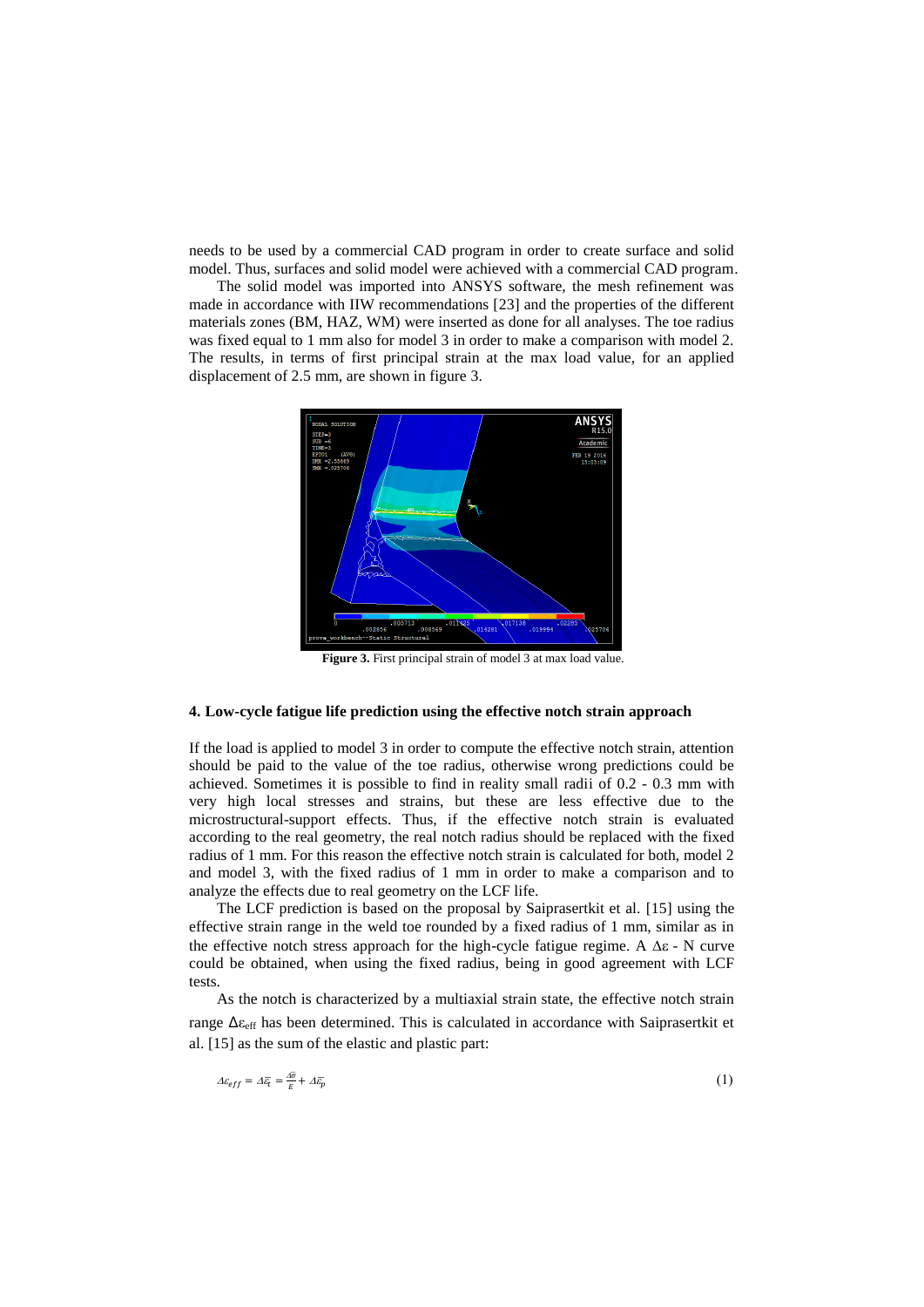needs to be used by a commercial CAD program in order to create surface and solid model. Thus, surfaces and solid model were achieved with a commercial CAD program.

The solid model was imported into ANSYS software, the mesh refinement was made in accordance with IIW recommendations [23] and the properties of the different materials zones (BM, HAZ, WM) were inserted as done for all analyses. The toe radius was fixed equal to 1 mm also for model 3 in order to make a comparison with model 2. The results, in terms of first principal strain at the max load value, for an applied displacement of 2.5 mm, are shown in figure 3.

**Figure 3.** First principal strain of model 3 at max load value.

## 4. Low-cycle fatigue life prediction using the effective notch strain approach

If the load is applied to model 3 in order to compute the effective notch strain, attention should be paid to the value of the toe radius, otherwise wrong predictions could be achieved. Sometimes it is possible to find in reality small radii of 0.2 - 0.3 mm with very high local stresses and strains, but these are less effective due to the microstructural-support effects. Thus, if the effective notch strain is evaluated according to the real geometry, the real notch radius should be replaced with the fixed radius of 1 mm. For this reason the effective notch strain is calculated for both, model 2 and model 3, with the fixed radius of 1 mm in order to make a comparison and to analyze the effects due to real geometry on the LCF life.

The LCF prediction is based on the proposal by Saiprasertkit et al. [15] using the effective strain range in the weld toe rounded by a fixed radius of 1 mm, similar as in the effective notch stress approach for the high-cycle fatigue regime. A $\Delta\varepsilon$ - N curve could be obtained, when using the fixed radius, being in good agreement with LCF tests.

As the notch is characterized by a multiaxial strain state, the effective notch strain range $\Delta\varepsilon_{eff}$ has been determined. This is calculated in accordance with Saiprasertkit et al. [15] as the sum of the elastic and plastic part:

$$\Delta\varepsilon_{eff} = \Delta\bar{\varepsilon}_t = \frac{\Delta\bar{\sigma}}{E} + \Delta\bar{\varepsilon}_p \tag{1}$$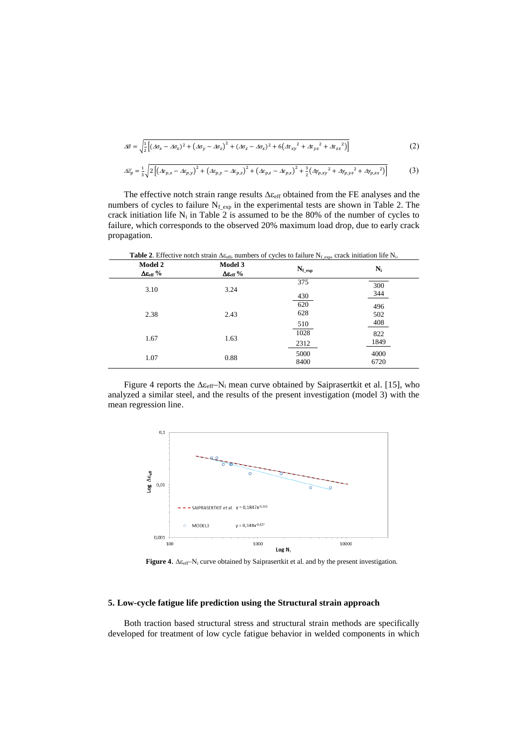$$\Delta\bar{\sigma} = \sqrt{\frac{1}{2}\left[(\Delta\sigma_x - \Delta\sigma_x)^2 + \left(\Delta\sigma_y - \Delta\sigma_z\right)^2 + (\Delta\sigma_z - \Delta\sigma_x)^2 + 6\left(\Delta\tau_{xy}{}^2 + \Delta\tau_{yz}{}^2 + \Delta\tau_{zx}{}^2\right)\right]} \tag{2}$$

$$\Delta\bar{\varepsilon}_p = \frac{1}{3}\sqrt{2\left[\left(\Delta\varepsilon_{p,x} - \Delta\varepsilon_{p,y}\right)^2 + \left(\Delta\varepsilon_{p,y} - \Delta\varepsilon_{p,z}\right)^2 + \left(\Delta\varepsilon_{p,z} - \Delta\varepsilon_{p,x}\right)^2 + \frac{3}{2}\left(\Delta\gamma_{p,xy}{}^2 + \Delta\gamma_{p,yz}{}^2 + \Delta\gamma_{p,zx}{}^2\right)\right]} \tag{3}$$

The effective notch strain range results $\Delta\varepsilon_{eff}$ obtained from the FE analyses and the numbers of cycles to failure $N_{f\_exp}$ in the experimental tests are shown in Table 2. The crack initiation life $N_i$ in Table 2 is assumed to be the 80% of the number of cycles to failure, which corresponds to the observed 20% maximum load drop, due to early crack propagation.

**Table 2**. Effective notch strain $\Delta\varepsilon_{eff}$, numbers of cycles to failure $N_{f\_exp}$, crack initiation life $N_i$.

| Model 2 $\Delta\varepsilon_{eff}$ % | Model 3 $\Delta\varepsilon_{eff}$ % | $N_{f\_exp}$ | $N_i$ |
|---|---|---|---|
| 3.10 | 3.24 | 375 | 300 |
| | | 430 | 344 |
| 2.38 | 2.43 | 620 | 496 |
| | | 628 | 502 |
| | | 510 | 408 |
| 1.67 | 1.63 | 1028 | 822 |
| | | 2312 | 1849 |
| 1.07 | 0.88 | 5000 | 4000 |
| | | 8400 | 6720 |

Figure 4 reports the $\Delta\varepsilon_{eff}$–$N_i$ mean curve obtained by Saiprasertkit et al. [15], who analyzed a similar steel, and the results of the present investigation (model 3) with the mean regression line.

**Figure 4.** $\Delta\varepsilon_{eff}$–$N_i$ curve obtained by Saiprasertkit et al. and by the present investigation.

## 5. Low-cycle fatigue life prediction using the Structural strain approach

Both traction based structural stress and structural strain methods are specifically developed for treatment of low cycle fatigue behavior in welded components in which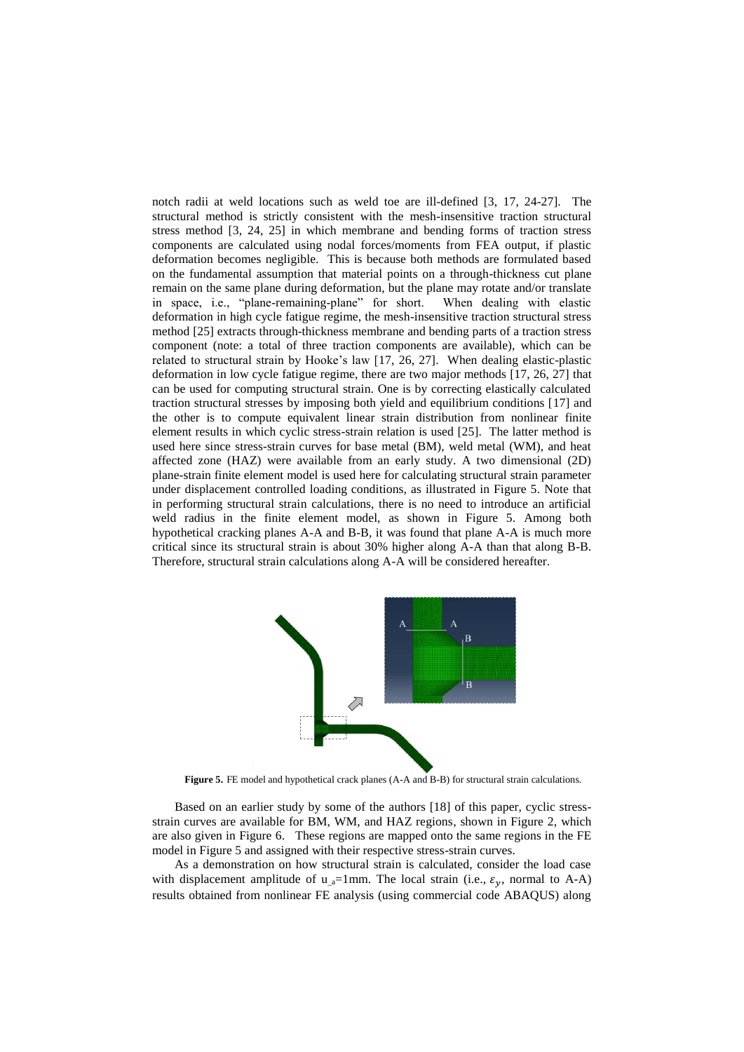notch radii at weld locations such as weld toe are ill-defined [3, 17, 24-27]. The structural method is strictly consistent with the mesh-insensitive traction structural stress method [3, 24, 25] in which membrane and bending forms of traction stress components are calculated using nodal forces/moments from FEA output, if plastic deformation becomes negligible. This is because both methods are formulated based on the fundamental assumption that material points on a through-thickness cut plane remain on the same plane during deformation, but the plane may rotate and/or translate in space, i.e., "plane-remaining-plane" for short. When dealing with elastic deformation in high cycle fatigue regime, the mesh-insensitive traction structural stress method [25] extracts through-thickness membrane and bending parts of a traction stress component (note: a total of three traction components are available), which can be related to structural strain by Hooke's law [17, 26, 27]. When dealing elastic-plastic deformation in low cycle fatigue regime, there are two major methods [17, 26, 27] that can be used for computing structural strain. One is by correcting elastically calculated traction structural stresses by imposing both yield and equilibrium conditions [17] and the other is to compute equivalent linear strain distribution from nonlinear finite element results in which cyclic stress-strain relation is used [25]. The latter method is used here since stress-strain curves for base metal (BM), weld metal (WM), and heat affected zone (HAZ) were available from an early study. A two dimensional (2D) plane-strain finite element model is used here for calculating structural strain parameter under displacement controlled loading conditions, as illustrated in Figure 5. Note that in performing structural strain calculations, there is no need to introduce an artificial weld radius in the finite element model, as shown in Figure 5. Among both hypothetical cracking planes A-A and B-B, it was found that plane A-A is much more critical since its structural strain is about 30% higher along A-A than that along B-B. Therefore, structural strain calculations along A-A will be considered hereafter.

**Figure 5.** FE model and hypothetical crack planes (A-A and B-B) for structural strain calculations.

Based on an earlier study by some of the authors [18] of this paper, cyclic stress-strain curves are available for BM, WM, and HAZ regions, shown in Figure 2, which are also given in Figure 6. These regions are mapped onto the same regions in the FE model in Figure 5 and assigned with their respective stress-strain curves.

As a demonstration on how structural strain is calculated, consider the load case with displacement amplitude of $u_a$=1mm. The local strain (i.e., $\varepsilon_y$, normal to A-A) results obtained from nonlinear FE analysis (using commercial code ABAQUS) along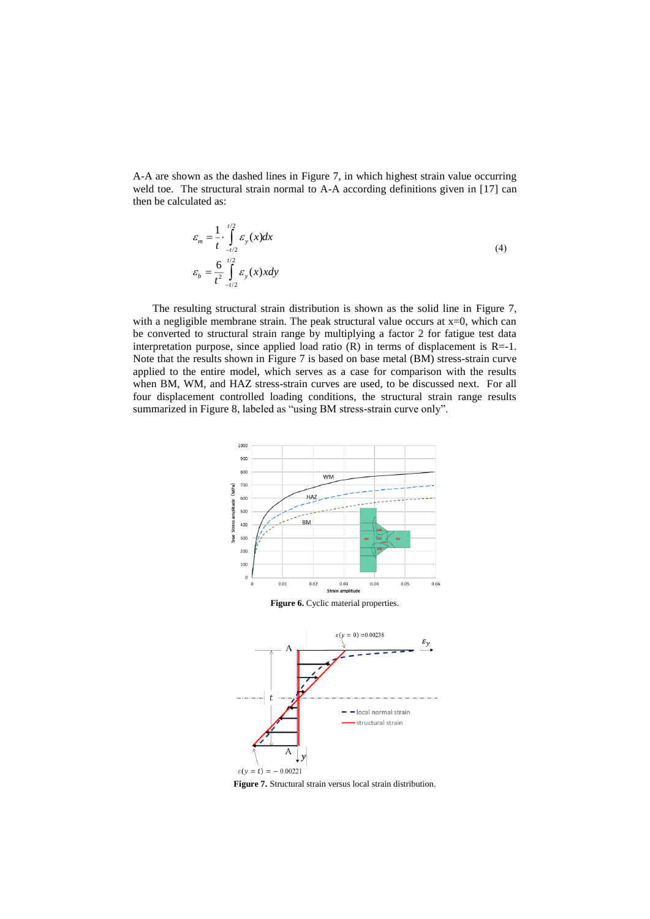A-A are shown as the dashed lines in Figure 7, in which highest strain value occurring weld toe. The structural strain normal to A-A according definitions given in [17] can then be calculated as:

$$
\begin{aligned}
\varepsilon_m &= \frac{1}{t} \cdot \int_{-t/2}^{t/2} \varepsilon_y(x)dx \\
\varepsilon_b &= \frac{6}{t^2} \int_{-t/2}^{t/2} \varepsilon_y(x)xdy
\end{aligned}
\tag{4}
$$

The resulting structural strain distribution is shown as the solid line in Figure 7, with a negligible membrane strain. The peak structural value occurs at x=0, which can be converted to structural strain range by multiplying a factor 2 for fatigue test data interpretation purpose, since applied load ratio (R) in terms of displacement is R=-1. Note that the results shown in Figure 7 is based on base metal (BM) stress-strain curve applied to the entire model, which serves as a case for comparison with the results when BM, WM, and HAZ stress-strain curves are used, to be discussed next. For all four displacement controlled loading conditions, the structural strain range results summarized in Figure 8, labeled as "using BM stress-strain curve only".

**Figure 6.** Cyclic material properties.

**Figure 7.** Structural strain versus local strain distribution.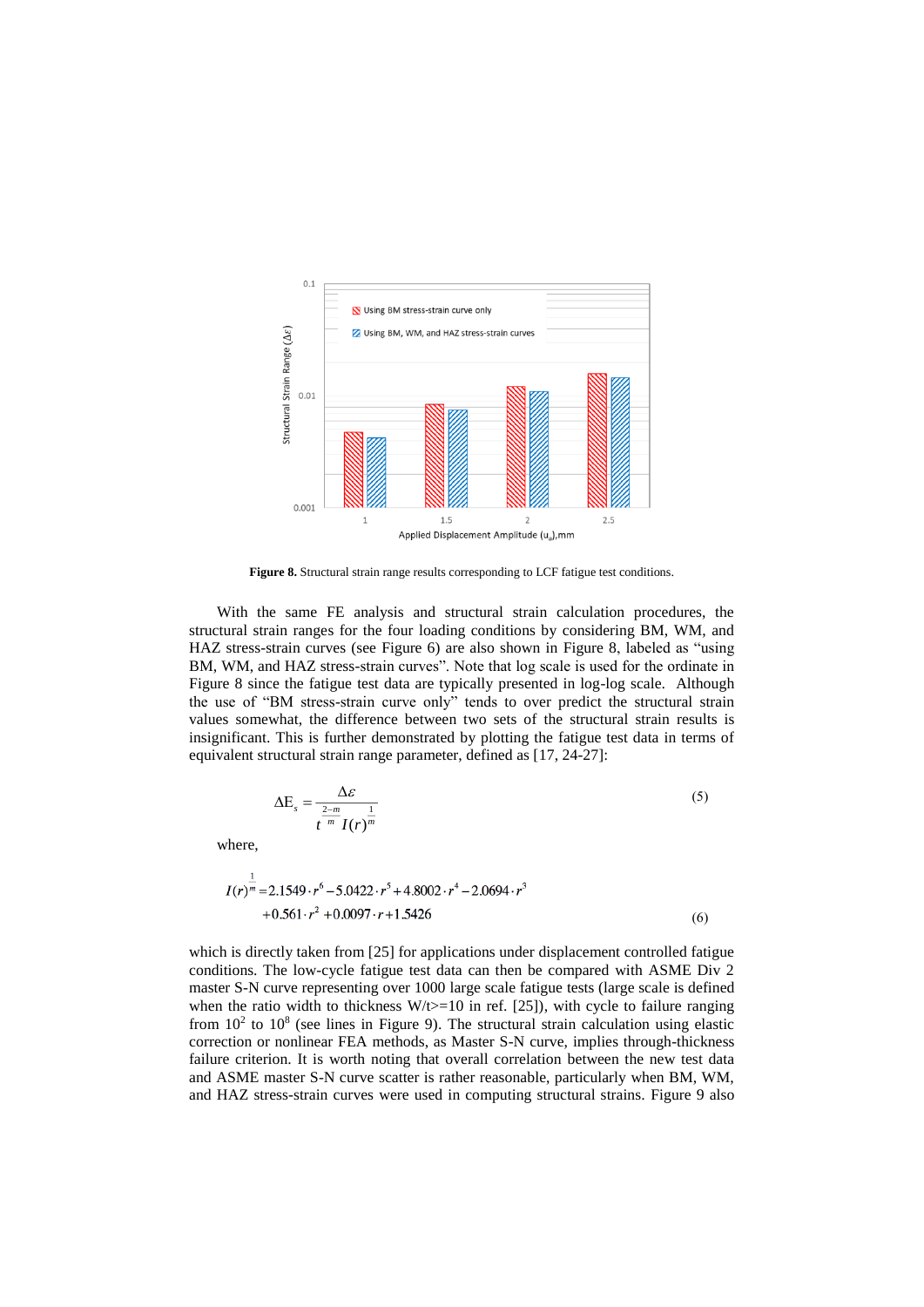**Figure 8.** Structural strain range results corresponding to LCF fatigue test conditions.

With the same FE analysis and structural strain calculation procedures, the structural strain ranges for the four loading conditions by considering BM, WM, and HAZ stress-strain curves (see Figure 6) are also shown in Figure 8, labeled as "using BM, WM, and HAZ stress-strain curves". Note that log scale is used for the ordinate in Figure 8 since the fatigue test data are typically presented in log-log scale. Although the use of "BM stress-strain curve only" tends to over predict the structural strain values somewhat, the difference between two sets of the structural strain results is insignificant. This is further demonstrated by plotting the fatigue test data in terms of equivalent structural strain range parameter, defined as [17, 24-27]:

$$\Delta E_s = \frac{\Delta \varepsilon}{t^{\frac{2-m}{m}} I(r)^{\frac{1}{m}}} \tag{5}$$

where,

$$I(r)^{\frac{1}{m}} = 2.1549 \cdot r^6 - 5.0422 \cdot r^5 + 4.8002 \cdot r^4 - 2.0694 \cdot r^3 + 0.561 \cdot r^2 + 0.0097 \cdot r + 1.5426 \tag{6}$$

which is directly taken from [25] for applications under displacement controlled fatigue conditions. The low-cycle fatigue test data can then be compared with ASME Div 2 master S-N curve representing over 1000 large scale fatigue tests (large scale is defined when the ratio width to thickness W/t>=10 in ref. [25]), with cycle to failure ranging from $10^2$ to $10^8$ (see lines in Figure 9). The structural strain calculation using elastic correction or nonlinear FEA methods, as Master S-N curve, implies through-thickness failure criterion. It is worth noting that overall correlation between the new test data and ASME master S-N curve scatter is rather reasonable, particularly when BM, WM, and HAZ stress-strain curves were used in computing structural strains. Figure 9 also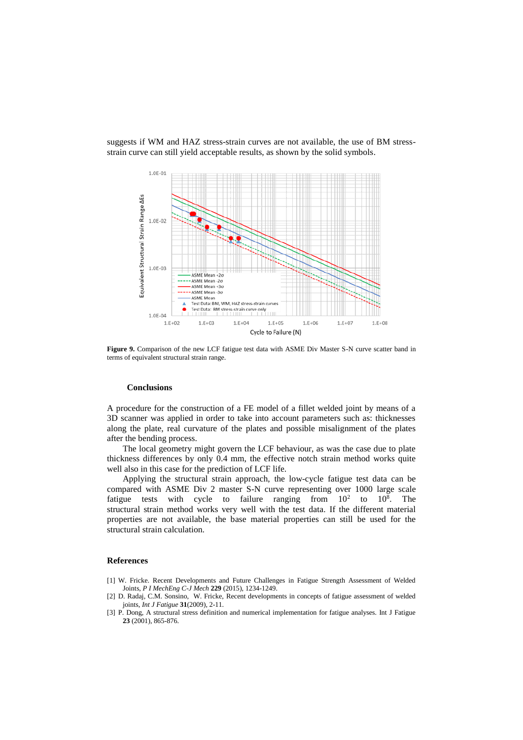suggests if WM and HAZ stress-strain curves are not available, the use of BM stress-strain curve can still yield acceptable results, as shown by the solid symbols.

**Figure 9.** Comparison of the new LCF fatigue test data with ASME Div Master S-N curve scatter band in terms of equivalent structural strain range.

## Conclusions

A procedure for the construction of a FE model of a fillet welded joint by means of a 3D scanner was applied in order to take into account parameters such as: thicknesses along the plate, real curvature of the plates and possible misalignment of the plates after the bending process.

The local geometry might govern the LCF behaviour, as was the case due to plate thickness differences by only 0.4 mm, the effective notch strain method works quite well also in this case for the prediction of LCF life.

Applying the structural strain approach, the low-cycle fatigue test data can be compared with ASME Div 2 master S-N curve representing over 1000 large scale fatigue tests with cycle to failure ranging from $10^2$ to $10^8$. The structural strain method works very well with the test data. If the different material properties are not available, the base material properties can still be used for the structural strain calculation.

## References

[1] W. Fricke. Recent Developments and Future Challenges in Fatigue Strength Assessment of Welded Joints, *P I MechEng C-J Mech* **229** (2015), 1234-1249.

[2] D. Radaj, C.M. Sonsino, W. Fricke, Recent developments in concepts of fatigue assessment of welded joints, *Int J Fatigue* **31**(2009), 2-11.

[3] P. Dong, A structural stress definition and numerical implementation for fatigue analyses. Int J Fatigue **23** (2001), 865-876.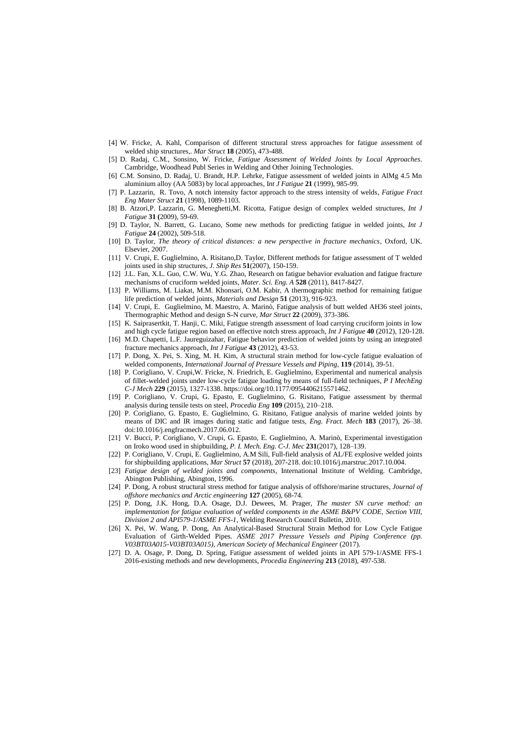[4] W. Fricke, A. Kahl, Comparison of different structural stress approaches for fatigue assessment of welded ship structures,. *Mar Struct* **18** (2005), 473-488.

[5] D. Radaj, C.M., Sonsino, W. Fricke, *Fatigue Assessment of Welded Joints by Local Approaches*. Cambridge, Woodhead Publ Series in Welding and Other Joining Technologies.

[6] C.M. Sonsino, D. Radaj, U. Brandt, H.P. Lehrke, Fatigue assessment of welded joints in AlMg 4.5 Mn aluminium alloy (AA 5083) by local approaches, I*nt J Fatigue* **21** (1999), 985-99.

[7] P. Lazzarin, R. Tovo, A notch intensity factor approach to the stress intensity of welds, *Fatigue Fract Eng Mater Struct* **21** (1998), 1089-1103.

[8] B. Atzori,P. Lazzarin, G. Meneghetti,M. Ricotta, Fatigue design of complex welded structures, *Int J Fatigue* **31 (**2009), 59-69.

[9] D. Taylor, N. Barrett, G. Lucano, Some new methods for predicting fatigue in welded joints, *Int J Fatigue* **24** (2002), 509-518.

[10] D. Taylor, *The theory of critical distances: a new perspective in fracture mechanics*, Oxford, UK. Elsevier, 2007.

[11] V. Crupi, E. Guglielmino, A. Risitano,D. Taylor, Different methods for fatigue assessment of T welded joints used in ship structures, *J. Ship Res* **51**(2007), 150-159.

[12] J.L. Fan, X.L. Guo, C.W. Wu, Y.G. Zhao, Research on fatigue behavior evaluation and fatigue fracture mechanisms of cruciform welded joints, *Mater. Sci. Eng. A* **528** (2011), 8417-8427.

[13] P. Williams, M. Liakat, M.M. Khonsari, O.M. Kabir, A thermographic method for remaining fatigue life prediction of welded joints, *Materials and Design* **51** (2013), 916-923.

[14] V. Crupi, E. Guglielmino, M. Maestro, A. Marinò, Fatigue analysis of butt welded AH36 steel joints, Thermographic Method and design S-N curve, *Mar Struct* **22** (2009), 373-386.

[15] K. Saiprasertkit, T. Hanji, C. Miki, Fatigue strength assessment of load carrying cruciform joints in low and high cycle fatigue region based on effective notch stress approach, *Int J Fatigue* **40** (2012), 120-128.

[16] M.D. Chapetti, L.F. Jaureguizahar, Fatigue behavior prediction of welded joints by using an integrated fracture mechanics approach, *Int J Fatigue* **43** (2012), 43-53.

[17] P. Dong, X. Pei, S. Xing, M. H. Kim, A structural strain method for low-cycle fatigue evaluation of welded components, *International Journal of Pressure Vessels and Piping*, **119** (2014), 39-51.

[18] P. Corigliano, V. Crupi,W. Fricke, N. Friedrich, E. Guglielmino, Experimental and numerical analysis of fillet-welded joints under low-cycle fatigue loading by means of full-field techniques, *P I MechEng C-J Mech* **229** (2015), 1327-1338. https://doi.org/10.1177/0954406215571462.

[19] P. Corigliano, V. Crupi, G. Epasto, E. Guglielmino, G. Risitano, Fatigue assessment by thermal analysis during tensile tests on steel, *Procedia Eng* **109** (2015), 210–218.

[20] P. Corigliano, G. Epasto, E. Guglielmino, G. Risitano, Fatigue analysis of marine welded joints by means of DIC and IR images during static and fatigue tests, *Eng. Fract. Mech* **183** (2017), 26–38. doi:10.1016/j.engfracmech.2017.06.012.

[21] V. Bucci, P. Corigliano, V. Crupi, G. Epasto, E. Guglielmino, A. Marinò, Experimental investigation on Iroko wood used in shipbuilding, *P. I. Mech. Eng. C-J. Mec* **231**(2017), 128–139.

[22] P. Corigliano, V. Crupi, E. Guglielmino, A.M Sili, Full-field analysis of AL/FE explosive welded joints for shipbuilding applications, *Mar Struct* **57** (2018), 207-218. doi:10.1016/j.marstruc.2017.10.004.

[23] *Fatigue design of welded joints and components*, International Institute of Welding. Cambridge, Abington Publishing, Abington, 1996.

[24] P. Dong, A robust structural stress method for fatigue analysis of offshore/marine structures, *Journal of offshore mechanics and Arctic engineering* **127** (2005), 68-74.

[25] P. Dong, J.K. Hong, D.A. Osage, D.J. Dewees, M. Prager, *The master SN curve method: an implementation for fatigue evaluation of welded components in the ASME B&PV CODE, Section VIII, Division 2 and API579-1/ASME FFS-1*, Welding Research Council Bulletin, 2010.

[26] X. Pei, W. Wang, P. Dong, An Analytical-Based Structural Strain Method for Low Cycle Fatigue Evaluation of Girth-Welded Pipes. *ASME 2017 Pressure Vessels and Piping Conference (pp. V03BT03A015-V03BT03A015), American Society of Mechanical Engineer* (2017).

[27] D. A. Osage, P. Dong, D. Spring, Fatigue assessment of welded joints in API 579-1/ASME FFS-1 2016-existing methods and new developments, *Procedia Engineering* **213** (2018), 497-538.